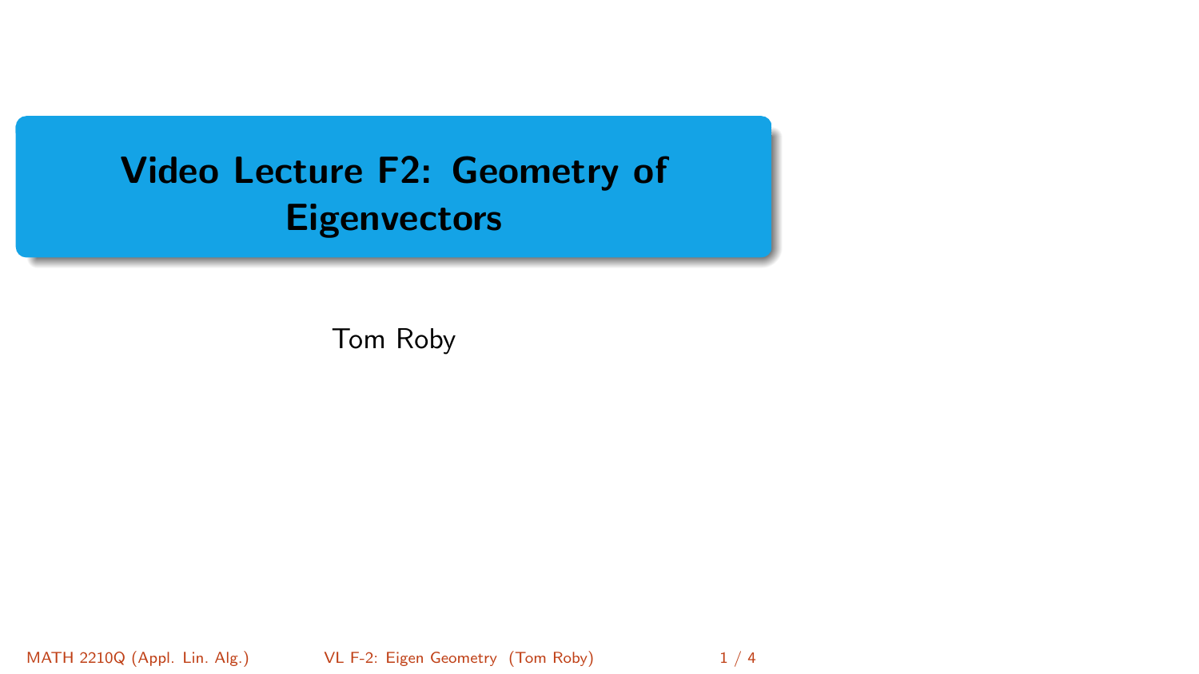# Video Lecture F2: Geometry of Eigenvectors

Tom Roby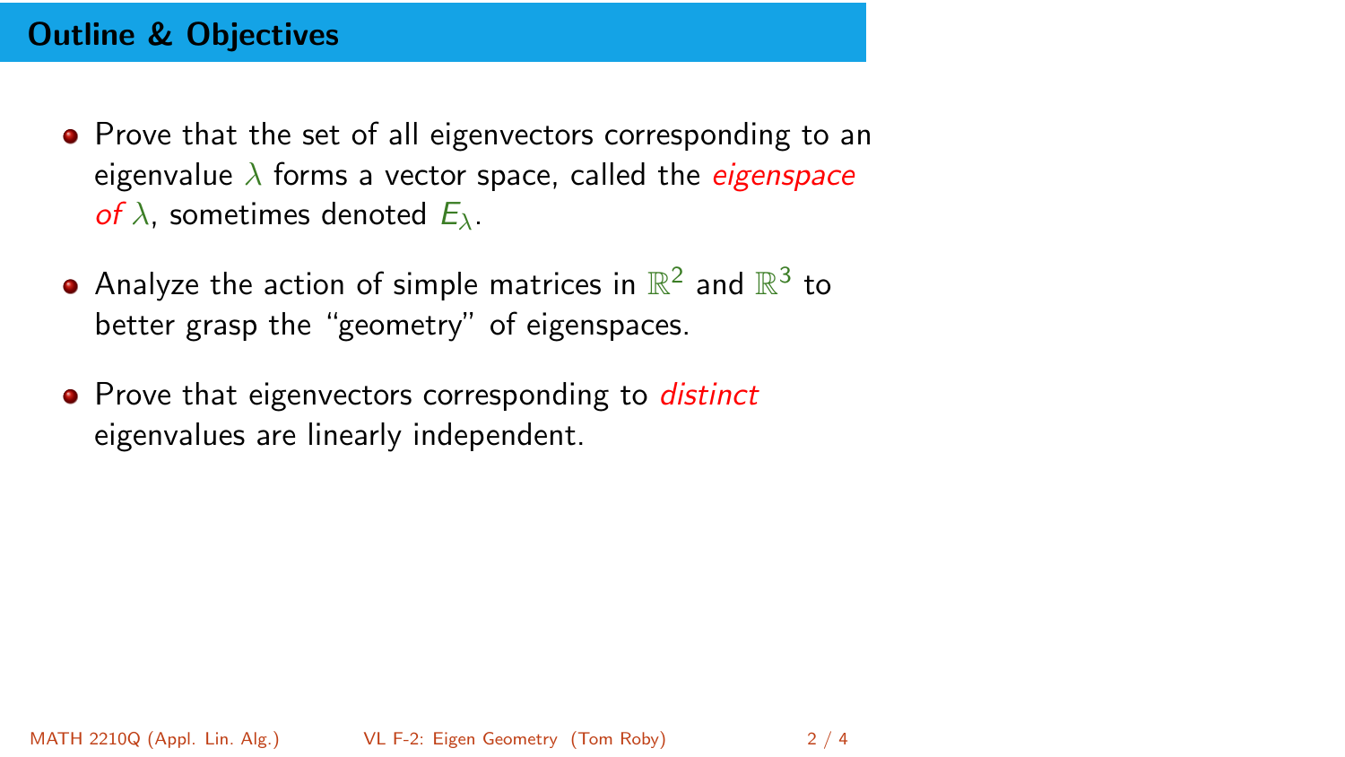## Outline & Objectives

- Prove that the set of all eigenvectors corresponding to an eigenvalue $\lambda$ forms a vector space, called the *eigenspace of* $\lambda$, sometimes denoted $E_\lambda$.
- Analyze the action of simple matrices in $\mathbb{R}^2$ and $\mathbb{R}^3$ to better grasp the "geometry" of eigenspaces.
- Prove that eigenvectors corresponding to *distinct* eigenvalues are linearly independent.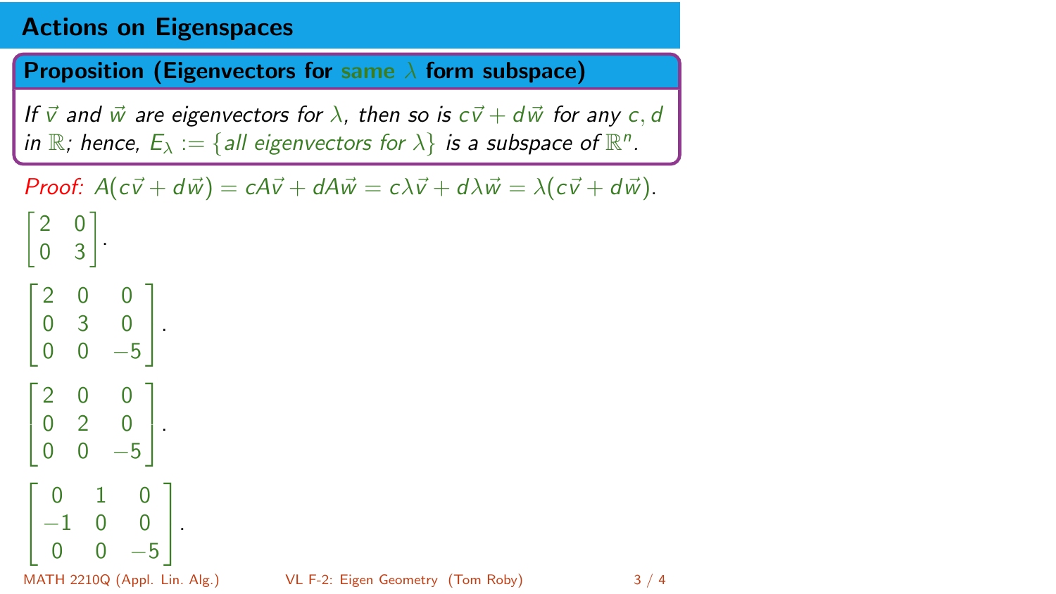## Actions on Eigenspaces

**Proposition (Eigenvectors for same $\lambda$ form subspace)**

*If $\vec{v}$ and $\vec{w}$ are eigenvectors for $\lambda$, then so is $c\vec{v} + d\vec{w}$ for any $c, d$ in $\mathbb{R}$; hence, $E_\lambda := \{\text{all eigenvectors for } \lambda\}$ is a subspace of $\mathbb{R}^n$.*

*Proof:* $A(c\vec{v} + d\vec{w}) = cA\vec{v} + dA\vec{w} = c\lambda\vec{v} + d\lambda\vec{w} = \lambda(c\vec{v} + d\vec{w})$.

$$\begin{bmatrix} 2 & 0 \\ 0 & 3 \end{bmatrix}.$$

$$\begin{bmatrix} 2 & 0 & 0 \\ 0 & 3 & 0 \\ 0 & 0 & -5 \end{bmatrix}.$$

$$\begin{bmatrix} 2 & 0 & 0 \\ 0 & 2 & 0 \\ 0 & 0 & -5 \end{bmatrix}.$$

$$\begin{bmatrix} 0 & 1 & 0 \\ -1 & 0 & 0 \\ 0 & 0 & -5 \end{bmatrix}.$$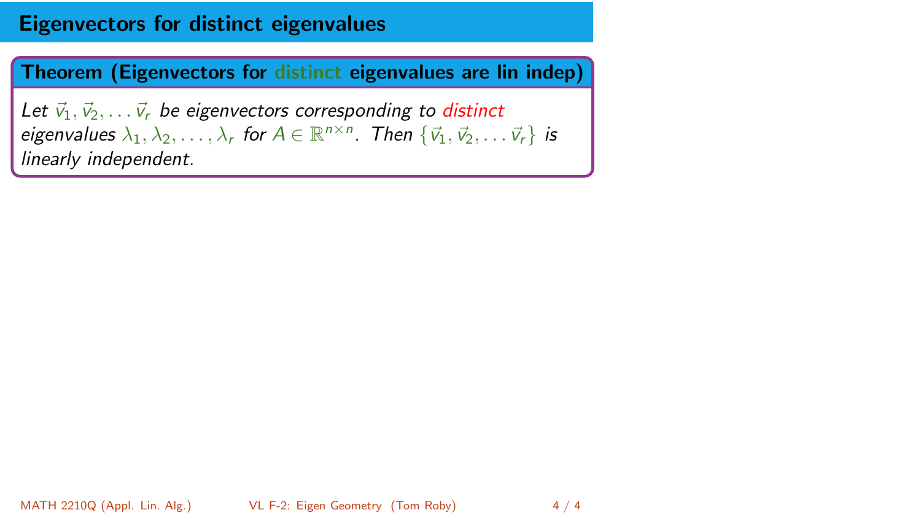## Eigenvectors for distinct eigenvalues

**Theorem (Eigenvectors for distinct eigenvalues are lin indep)**

*Let $\vec{v}_1, \vec{v}_2, \ldots \vec{v}_r$ be eigenvectors corresponding to distinct eigenvalues $\lambda_1, \lambda_2, \ldots, \lambda_r$ for $A \in \mathbb{R}^{n \times n}$. Then $\{\vec{v}_1, \vec{v}_2, \ldots \vec{v}_r\}$ is linearly independent.*